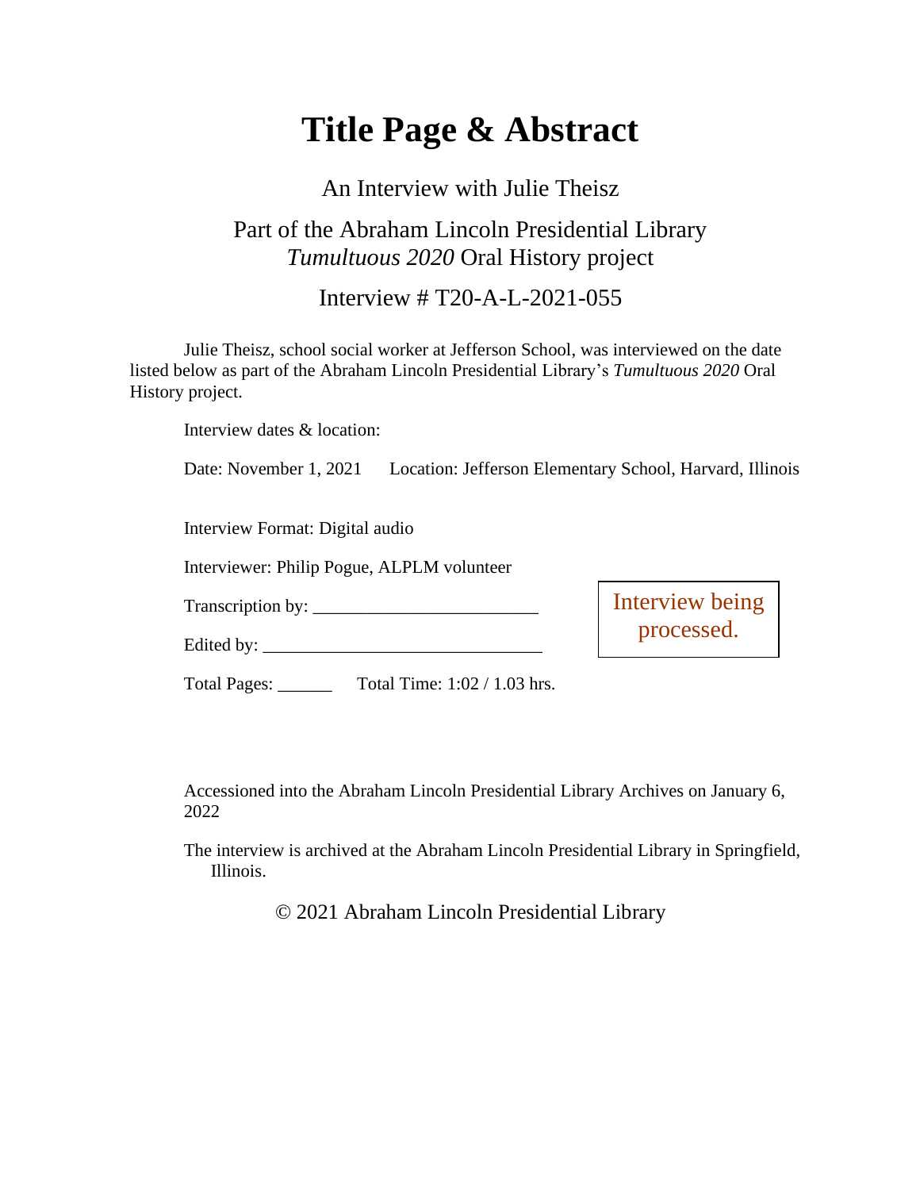# Title Page & Abstract

An Interview with Julie Theisz

Part of the Abraham Lincoln Presidential Library
*Tumultuous 2020* Oral History project

Interview # T20-A-L-2021-055

Julie Theisz, school social worker at Jefferson School, was interviewed on the date listed below as part of the Abraham Lincoln Presidential Library's *Tumultuous 2020* Oral History project.

Interview dates & location:

Date: November 1, 2021 Location: Jefferson Elementary School, Harvard, Illinois

Interview Format: Digital audio

Interviewer: Philip Pogue, ALPLM volunteer

Transcription by: ________________________

Edited by: ______________________________

Total Pages: ______ Total Time: 1:02 / 1.03 hrs.

Interview being processed.

Accessioned into the Abraham Lincoln Presidential Library Archives on January 6, 2022

The interview is archived at the Abraham Lincoln Presidential Library in Springfield, Illinois.

© 2021 Abraham Lincoln Presidential Library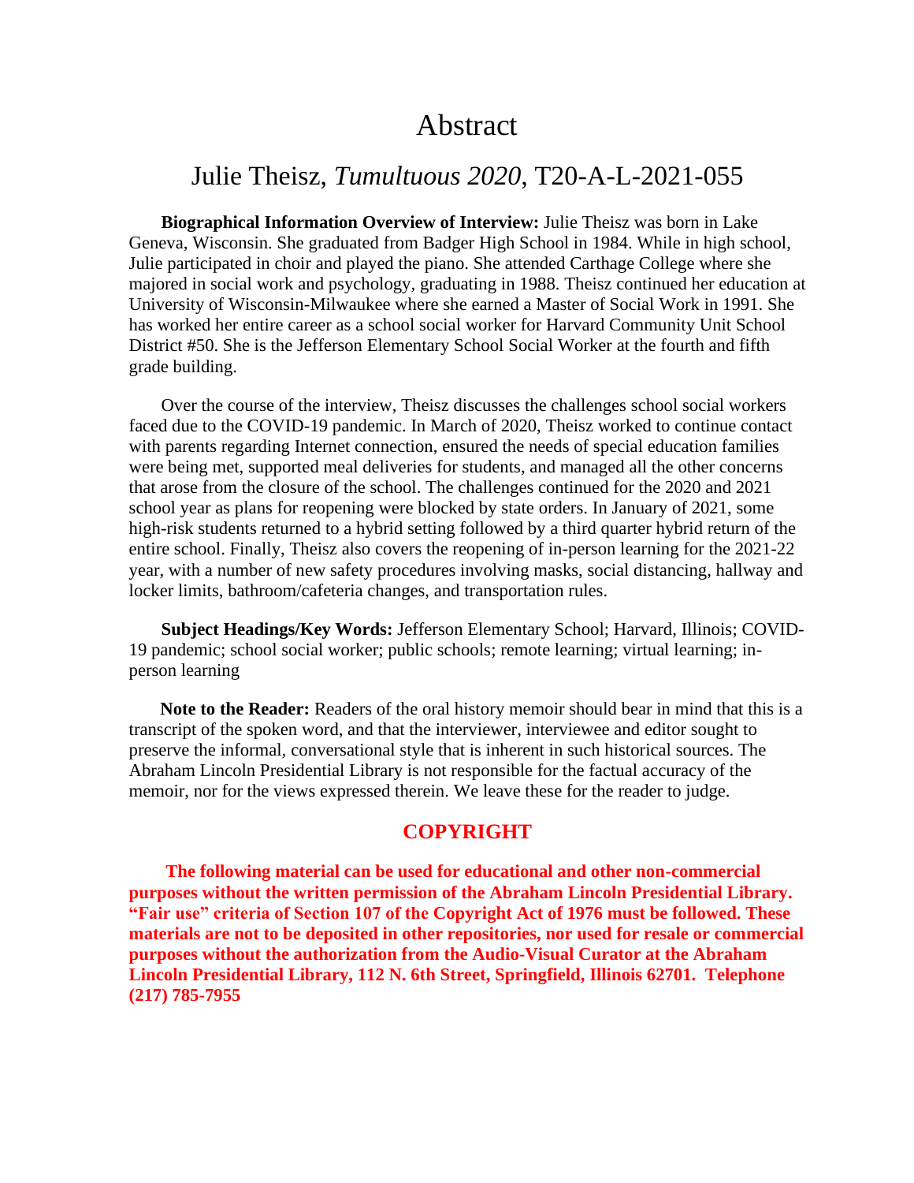# Abstract

## Julie Theisz, *Tumultuous 2020*, T20-A-L-2021-055

**Biographical Information Overview of Interview:** Julie Theisz was born in Lake Geneva, Wisconsin. She graduated from Badger High School in 1984. While in high school, Julie participated in choir and played the piano. She attended Carthage College where she majored in social work and psychology, graduating in 1988. Theisz continued her education at University of Wisconsin-Milwaukee where she earned a Master of Social Work in 1991. She has worked her entire career as a school social worker for Harvard Community Unit School District #50. She is the Jefferson Elementary School Social Worker at the fourth and fifth grade building.

Over the course of the interview, Theisz discusses the challenges school social workers faced due to the COVID-19 pandemic. In March of 2020, Theisz worked to continue contact with parents regarding Internet connection, ensured the needs of special education families were being met, supported meal deliveries for students, and managed all the other concerns that arose from the closure of the school. The challenges continued for the 2020 and 2021 school year as plans for reopening were blocked by state orders. In January of 2021, some high-risk students returned to a hybrid setting followed by a third quarter hybrid return of the entire school. Finally, Theisz also covers the reopening of in-person learning for the 2021-22 year, with a number of new safety procedures involving masks, social distancing, hallway and locker limits, bathroom/cafeteria changes, and transportation rules.

**Subject Headings/Key Words:** Jefferson Elementary School; Harvard, Illinois; COVID-19 pandemic; school social worker; public schools; remote learning; virtual learning; in-person learning

**Note to the Reader:** Readers of the oral history memoir should bear in mind that this is a transcript of the spoken word, and that the interviewer, interviewee and editor sought to preserve the informal, conversational style that is inherent in such historical sources. The Abraham Lincoln Presidential Library is not responsible for the factual accuracy of the memoir, nor for the views expressed therein. We leave these for the reader to judge.

### COPYRIGHT

**The following material can be used for educational and other non-commercial purposes without the written permission of the Abraham Lincoln Presidential Library. "Fair use" criteria of Section 107 of the Copyright Act of 1976 must be followed. These materials are not to be deposited in other repositories, nor used for resale or commercial purposes without the authorization from the Audio-Visual Curator at the Abraham Lincoln Presidential Library, 112 N. 6th Street, Springfield, Illinois 62701. Telephone (217) 785-7955**